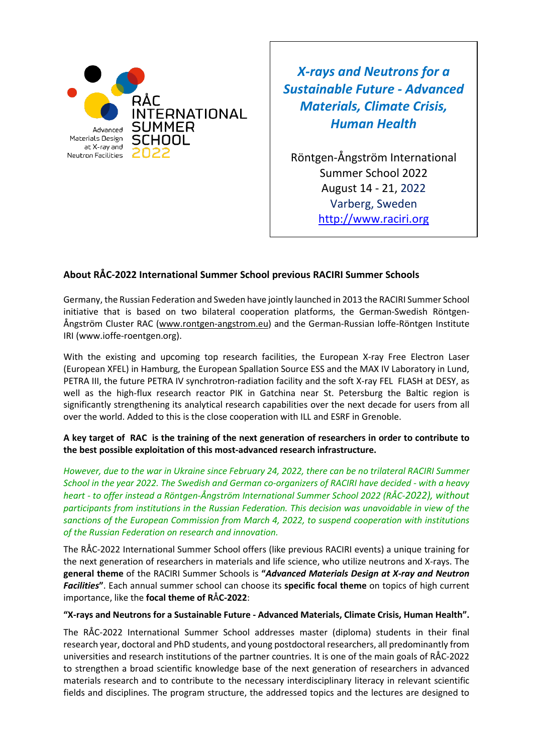RÅC INTERNATIONAL SUMMER SCHOOL 2022

Advanced Materials Design at X-ray and Neutron Facilities

***X-rays and Neutrons for a Sustainable Future - Advanced Materials, Climate Crisis, Human Health***

Röntgen-Ångström International Summer School 2022
August 14 - 21, 2022
Varberg, Sweden
http://www.raciri.org

## About RÅC-2022 International Summer School previous RACIRI Summer Schools

Germany, the Russian Federation and Sweden have jointly launched in 2013 the RACIRI Summer School initiative that is based on two bilateral cooperation platforms, the German-Swedish Röntgen-Ångström Cluster RAC (www.rontgen-angstrom.eu) and the German-Russian Ioffe-Röntgen Institute IRI (www.ioffe-roentgen.org).

With the existing and upcoming top research facilities, the European X-ray Free Electron Laser (European XFEL) in Hamburg, the European Spallation Source ESS and the MAX IV Laboratory in Lund, PETRA III, the future PETRA IV synchrotron-radiation facility and the soft X-ray FEL FLASH at DESY, as well as the high-flux research reactor PIK in Gatchina near St. Petersburg the Baltic region is significantly strengthening its analytical research capabilities over the next decade for users from all over the world. Added to this is the close cooperation with ILL and ESRF in Grenoble.

**A key target of RAC is the training of the next generation of researchers in order to contribute to the best possible exploitation of this most-advanced research infrastructure.**

*However, due to the war in Ukraine since February 24, 2022, there can be no trilateral RACIRI Summer School in the year 2022. The Swedish and German co-organizers of RACIRI have decided - with a heavy heart - to offer instead a Röntgen-Ångström International Summer School 2022 (RÅC-2022), without participants from institutions in the Russian Federation. This decision was unavoidable in view of the sanctions of the European Commission from March 4, 2022, to suspend cooperation with institutions of the Russian Federation on research and innovation.*

The RÅC-2022 International Summer School offers (like previous RACIRI events) a unique training for the next generation of researchers in materials and life science, who utilize neutrons and X-rays. The **general theme** of the RACIRI Summer Schools is **"*Advanced Materials Design at X-ray and Neutron Facilities*"**. Each annual summer school can choose its **specific focal theme** on topics of high current importance, like the **focal theme of RÅC-2022**:

**"X-rays and Neutrons for a Sustainable Future - Advanced Materials, Climate Crisis, Human Health".**

The RÅC-2022 International Summer School addresses master (diploma) students in their final research year, doctoral and PhD students, and young postdoctoral researchers, all predominantly from universities and research institutions of the partner countries. It is one of the main goals of RÅC-2022 to strengthen a broad scientific knowledge base of the next generation of researchers in advanced materials research and to contribute to the necessary interdisciplinary literacy in relevant scientific fields and disciplines. The program structure, the addressed topics and the lectures are designed to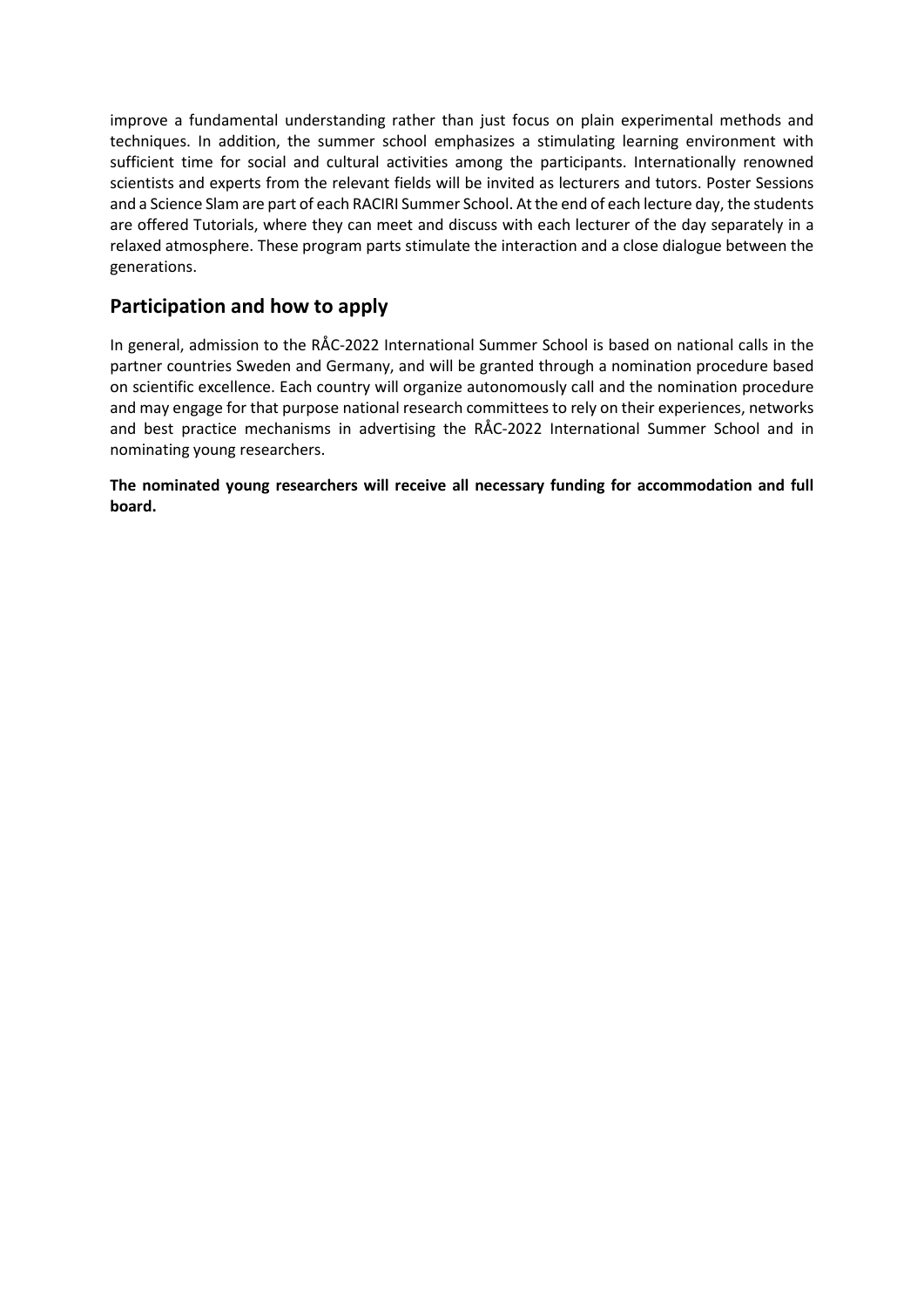improve a fundamental understanding rather than just focus on plain experimental methods and techniques. In addition, the summer school emphasizes a stimulating learning environment with sufficient time for social and cultural activities among the participants. Internationally renowned scientists and experts from the relevant fields will be invited as lecturers and tutors. Poster Sessions and a Science Slam are part of each RACIRI Summer School. At the end of each lecture day, the students are offered Tutorials, where they can meet and discuss with each lecturer of the day separately in a relaxed atmosphere. These program parts stimulate the interaction and a close dialogue between the generations.

## Participation and how to apply

In general, admission to the RÅC-2022 International Summer School is based on national calls in the partner countries Sweden and Germany, and will be granted through a nomination procedure based on scientific excellence. Each country will organize autonomously call and the nomination procedure and may engage for that purpose national research committees to rely on their experiences, networks and best practice mechanisms in advertising the RÅC-2022 International Summer School and in nominating young researchers.

**The nominated young researchers will receive all necessary funding for accommodation and full board.**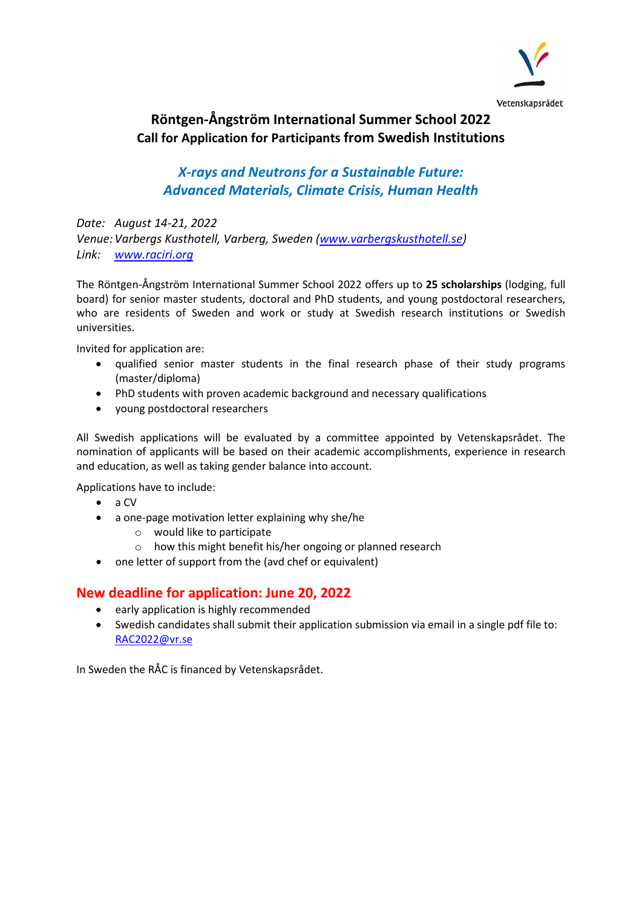Vetenskapsrådet

## Röntgen-Ångström International Summer School 2022
## Call for Application for Participants from Swedish Institutions

### *X-rays and Neutrons for a Sustainable Future: Advanced Materials, Climate Crisis, Human Health*

*Date: August 14-21, 2022*
*Venue: Varbergs Kusthotell, Varberg, Sweden ([www.varbergskusthotell.se](http://www.varbergskusthotell.se))*
*Link: [www.raciri.org](http://www.raciri.org)*

The Röntgen-Ångström International Summer School 2022 offers up to **25 scholarships** (lodging, full board) for senior master students, doctoral and PhD students, and young postdoctoral researchers, who are residents of Sweden and work or study at Swedish research institutions or Swedish universities.

Invited for application are:

- qualified senior master students in the final research phase of their study programs (master/diploma)
- PhD students with proven academic background and necessary qualifications
- young postdoctoral researchers

All Swedish applications will be evaluated by a committee appointed by Vetenskapsrådet. The nomination of applicants will be based on their academic accomplishments, experience in research and education, as well as taking gender balance into account.

Applications have to include:

- a CV
- a one-page motivation letter explaining why she/he
  - would like to participate
  - how this might benefit his/her ongoing or planned research
- one letter of support from the (avd chef or equivalent)

## New deadline for application: June 20, 2022

- early application is highly recommended
- Swedish candidates shall submit their application submission via email in a single pdf file to: [RAC2022@vr.se](mailto:RAC2022@vr.se)

In Sweden the RÅC is financed by Vetenskapsrådet.